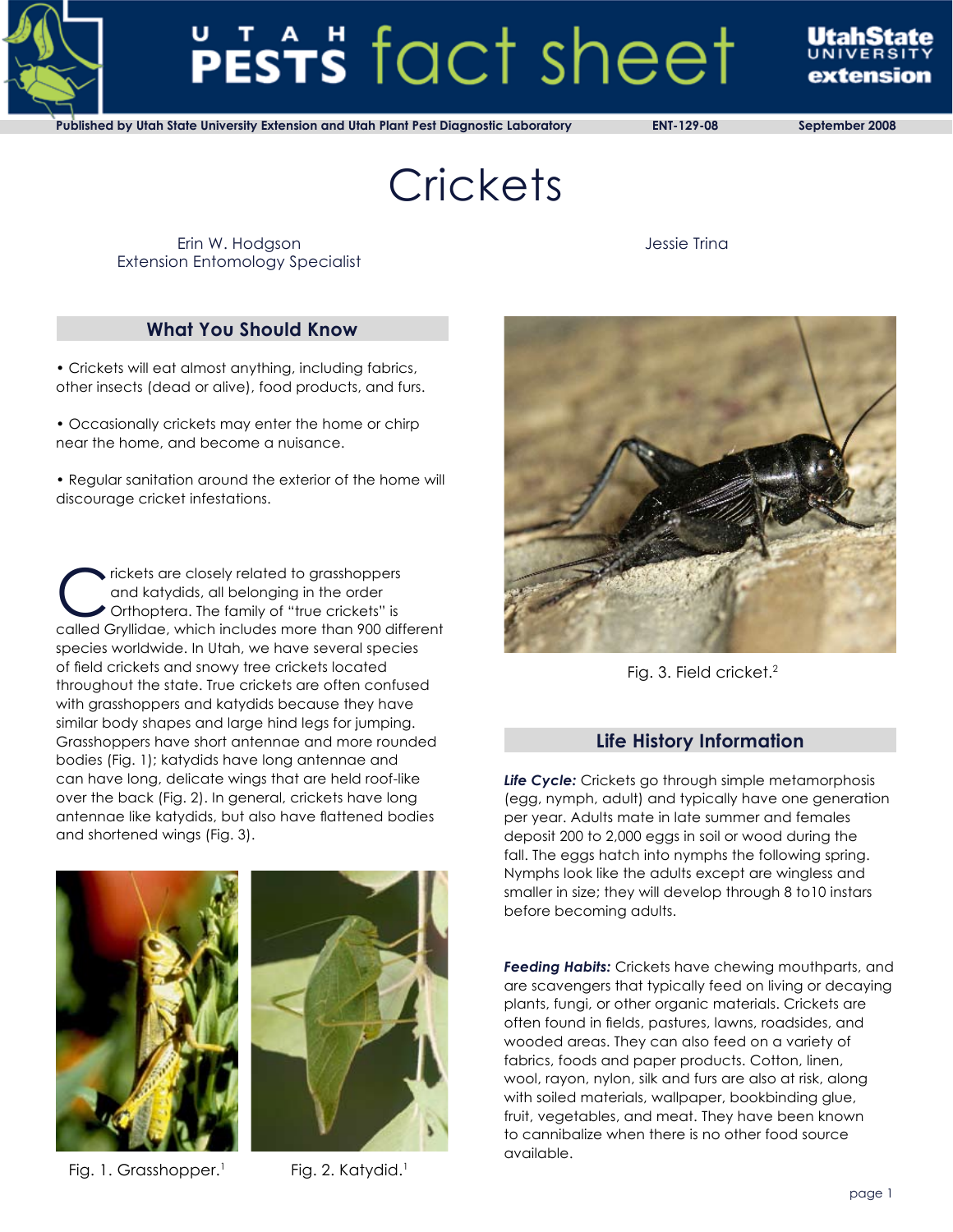Published by Utah State University Extension and Utah Plant Pest Diagnostic Laboratory ENT-129-08 September 2008

# Crickets

Erin W. Hodgson
Extension Entomology Specialist

Jessie Trina

## What You Should Know

- Crickets will eat almost anything, including fabrics, other insects (dead or alive), food products, and furs.
- Occasionally crickets may enter the home or chirp near the home, and become a nuisance.
- Regular sanitation around the exterior of the home will discourage cricket infestations.

Crickets are closely related to grasshoppers and katydids, all belonging in the order Orthoptera. The family of "true crickets" is called Gryllidae, which includes more than 900 different species worldwide. In Utah, we have several species of field crickets and snowy tree crickets located throughout the state. True crickets are often confused with grasshoppers and katydids because they have similar body shapes and large hind legs for jumping. Grasshoppers have short antennae and more rounded bodies (Fig. 1); katydids have long antennae and can have long, delicate wings that are held roof-like over the back (Fig. 2). In general, crickets have long antennae like katydids, but also have flattened bodies and shortened wings (Fig. 3).

Fig. 1. Grasshopper.[1]

Fig. 2. Katydid.[1]

Fig. 3. Field cricket.[2]

## Life History Information

***Life Cycle:*** Crickets go through simple metamorphosis (egg, nymph, adult) and typically have one generation per year. Adults mate in late summer and females deposit 200 to 2,000 eggs in soil or wood during the fall. The eggs hatch into nymphs the following spring. Nymphs look like the adults except are wingless and smaller in size; they will develop through 8 to10 instars before becoming adults.

***Feeding Habits:*** Crickets have chewing mouthparts, and are scavengers that typically feed on living or decaying plants, fungi, or other organic materials. Crickets are often found in fields, pastures, lawns, roadsides, and wooded areas. They can also feed on a variety of fabrics, foods and paper products. Cotton, linen, wool, rayon, nylon, silk and furs are also at risk, along with soiled materials, wallpaper, bookbinding glue, fruit, vegetables, and meat. They have been known to cannibalize when there is no other food source available.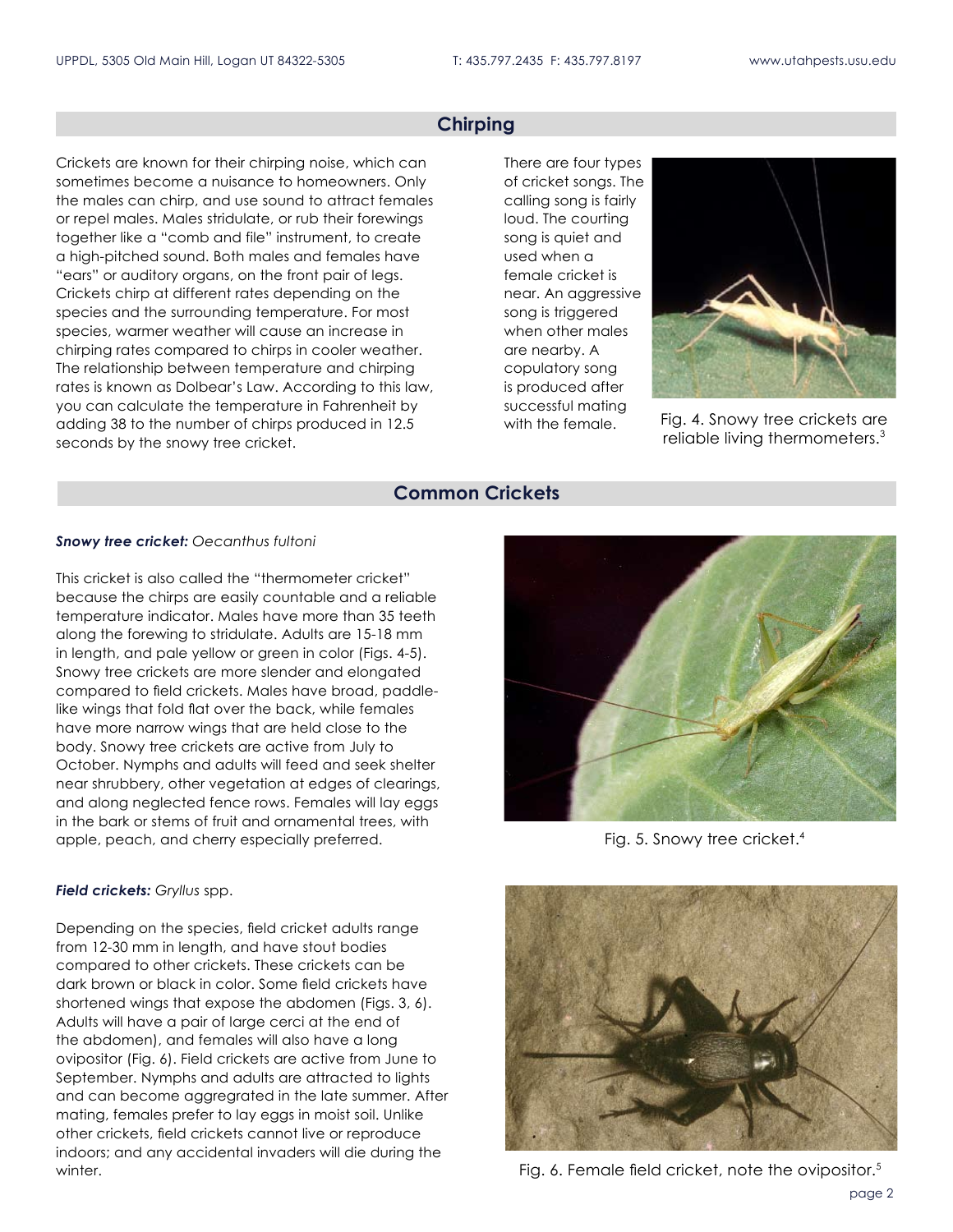## Chirping

Crickets are known for their chirping noise, which can sometimes become a nuisance to homeowners. Only the males can chirp, and use sound to attract females or repel males. Males stridulate, or rub their forewings together like a "comb and file" instrument, to create a high-pitched sound. Both males and females have "ears" or auditory organs, on the front pair of legs. Crickets chirp at different rates depending on the species and the surrounding temperature. For most species, warmer weather will cause an increase in chirping rates compared to chirps in cooler weather. The relationship between temperature and chirping rates is known as Dolbear's Law. According to this law, you can calculate the temperature in Fahrenheit by adding 38 to the number of chirps produced in 12.5 seconds by the snowy tree cricket.

There are four types of cricket songs. The calling song is fairly loud. The courting song is quiet and used when a female cricket is near. An aggressive song is triggered when other males are nearby. A copulatory song is produced after successful mating with the female.

Fig. 4. Snowy tree crickets are reliable living thermometers.[3]

## Common Crickets

***Snowy tree cricket:*** *Oecanthus fultoni*

This cricket is also called the "thermometer cricket" because the chirps are easily countable and a reliable temperature indicator. Males have more than 35 teeth along the forewing to stridulate. Adults are 15-18 mm in length, and pale yellow or green in color (Figs. 4-5). Snowy tree crickets are more slender and elongated compared to field crickets. Males have broad, paddle-like wings that fold flat over the back, while females have more narrow wings that are held close to the body. Snowy tree crickets are active from July to October. Nymphs and adults will feed and seek shelter near shrubbery, other vegetation at edges of clearings, and along neglected fence rows. Females will lay eggs in the bark or stems of fruit and ornamental trees, with apple, peach, and cherry especially preferred.

Fig. 5. Snowy tree cricket.[4]

***Field crickets:*** *Gryllus* spp.

Depending on the species, field cricket adults range from 12-30 mm in length, and have stout bodies compared to other crickets. These crickets can be dark brown or black in color. Some field crickets have shortened wings that expose the abdomen (Figs. 3, 6). Adults will have a pair of large cerci at the end of the abdomen), and females will also have a long ovipositor (Fig. 6). Field crickets are active from June to September. Nymphs and adults are attracted to lights and can become aggregrated in the late summer. After mating, females prefer to lay eggs in moist soil. Unlike other crickets, field crickets cannot live or reproduce indoors; and any accidental invaders will die during the winter.

Fig. 6. Female field cricket, note the ovipositor.[5]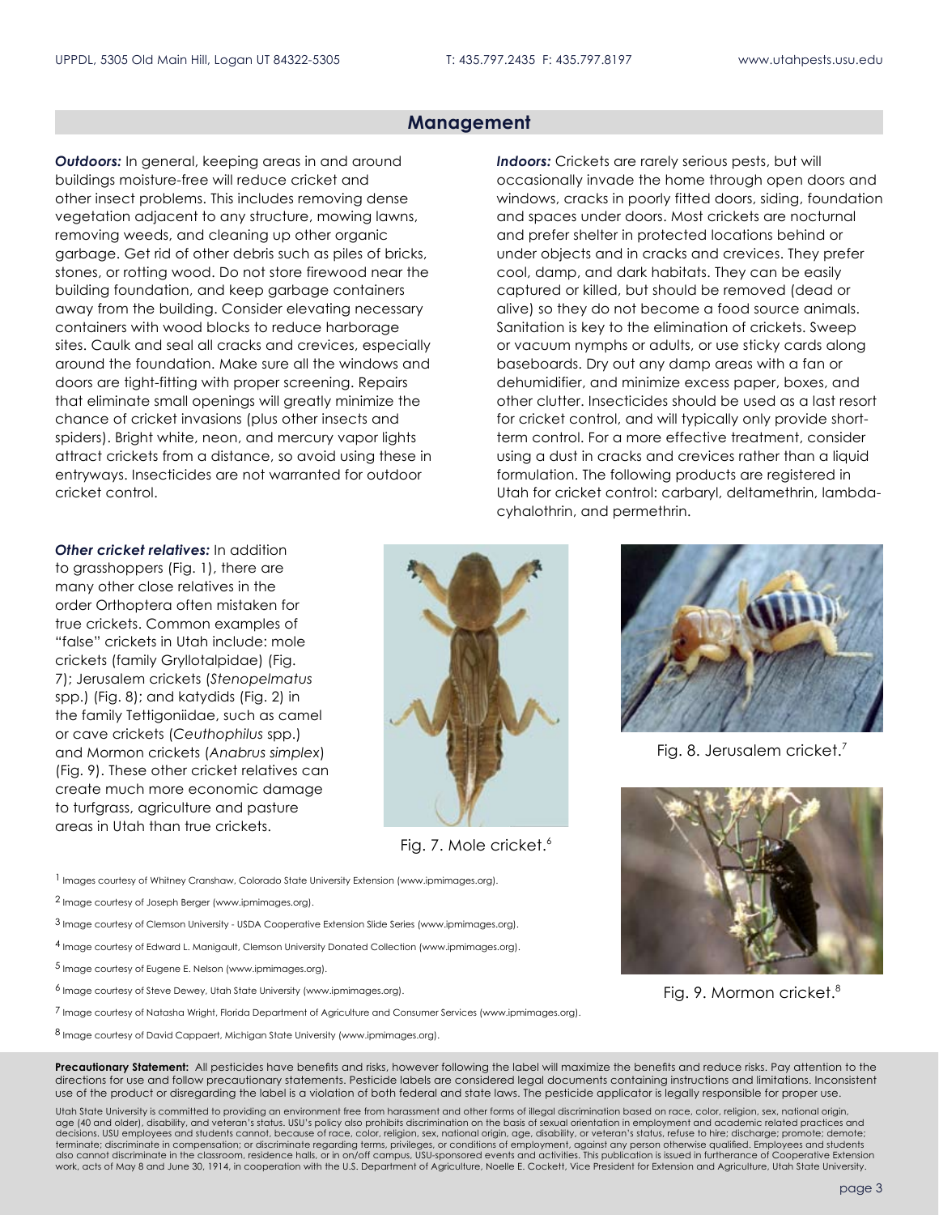## Management

***Outdoors:*** In general, keeping areas in and around buildings moisture-free will reduce cricket and other insect problems. This includes removing dense vegetation adjacent to any structure, mowing lawns, removing weeds, and cleaning up other organic garbage. Get rid of other debris such as piles of bricks, stones, or rotting wood. Do not store firewood near the building foundation, and keep garbage containers away from the building. Consider elevating necessary containers with wood blocks to reduce harborage sites. Caulk and seal all cracks and crevices, especially around the foundation. Make sure all the windows and doors are tight-fitting with proper screening. Repairs that eliminate small openings will greatly minimize the chance of cricket invasions (plus other insects and spiders). Bright white, neon, and mercury vapor lights attract crickets from a distance, so avoid using these in entryways. Insecticides are not warranted for outdoor cricket control.

***Indoors:*** Crickets are rarely serious pests, but will occasionally invade the home through open doors and windows, cracks in poorly fitted doors, siding, foundation and spaces under doors. Most crickets are nocturnal and prefer shelter in protected locations behind or under objects and in cracks and crevices. They prefer cool, damp, and dark habitats. They can be easily captured or killed, but should be removed (dead or alive) so they do not become a food source animals. Sanitation is key to the elimination of crickets. Sweep or vacuum nymphs or adults, or use sticky cards along baseboards. Dry out any damp areas with a fan or dehumidifier, and minimize excess paper, boxes, and other clutter. Insecticides should be used as a last resort for cricket control, and will typically only provide short-term control. For a more effective treatment, consider using a dust in cracks and crevices rather than a liquid formulation. The following products are registered in Utah for cricket control: carbaryl, deltamethrin, lambda-cyhalothrin, and permethrin.

***Other cricket relatives:*** In addition to grasshoppers (Fig. 1), there are many other close relatives in the order Orthoptera often mistaken for true crickets. Common examples of "false" crickets in Utah include: mole crickets (family Gryllotalpidae) (Fig. 7); Jerusalem crickets (*Stenopelmatus* spp.) (Fig. 8); and katydids (Fig. 2) in the family Tettigoniidae, such as camel or cave crickets (*Ceuthophilus* spp.) and Mormon crickets (*Anabrus simplex*) (Fig. 9). These other cricket relatives can create much more economic damage to turfgrass, agriculture and pasture areas in Utah than true crickets.

Fig. 7. Mole cricket.[6]

Fig. 8. Jerusalem cricket.[7]

Fig. 9. Mormon cricket.[8]

[1] Images courtesy of Whitney Cranshaw, Colorado State University Extension (www.ipmimages.org).

[2] Image courtesy of Joseph Berger (www.ipmimages.org).

[3] Image courtesy of Clemson University - USDA Cooperative Extension Slide Series (www.ipmimages.org).

[4] Image courtesy of Edward L. Manigault, Clemson University Donated Collection (www.ipmimages.org).

[5] Image courtesy of Eugene E. Nelson (www.ipmimages.org).

[6] Image courtesy of Steve Dewey, Utah State University (www.ipmimages.org).

[7] Image courtesy of Natasha Wright, Florida Department of Agriculture and Consumer Services (www.ipmimages.org).

[8] Image courtesy of David Cappaert, Michigan State University (www.ipmimages.org).

**Precautionary Statement:** All pesticides have benefits and risks, however following the label will maximize the benefits and reduce risks. Pay attention to the directions for use and follow precautionary statements. Pesticide labels are considered legal documents containing instructions and limitations. Inconsistent use of the product or disregarding the label is a violation of both federal and state laws. The pesticide applicator is legally responsible for proper use.

Utah State University is committed to providing an environment free from harassment and other forms of illegal discrimination based on race, color, religion, sex, national origin, age (40 and older), disability, and veteran's status. USU's policy also prohibits discrimination on the basis of sexual orientation in employment and academic related practices and decisions. USU employees and students cannot, because of race, color, religion, sex, national origin, age, disability, or veteran's status, refuse to hire; discharge; promote; demote; terminate; discriminate in compensation; or discriminate regarding terms, privileges, or conditions of employment, against any person otherwise qualified. Employees and students also cannot discriminate in the classroom, residence halls, or in on/off campus, USU-sponsored events and activities. This publication is issued in furtherance of Cooperative Extension work, acts of May 8 and June 30, 1914, in cooperation with the U.S. Department of Agriculture, Noelle E. Cockett, Vice President for Extension and Agriculture, Utah State University.